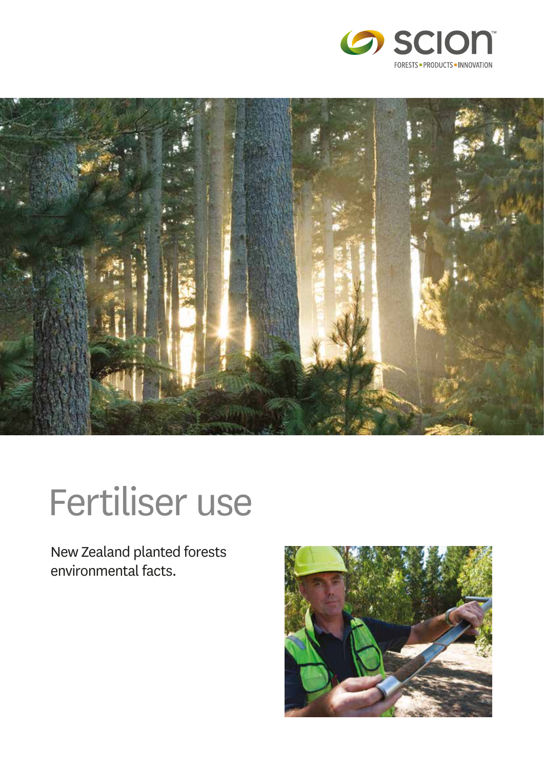# Fertiliser use

New Zealand planted forests environmental facts.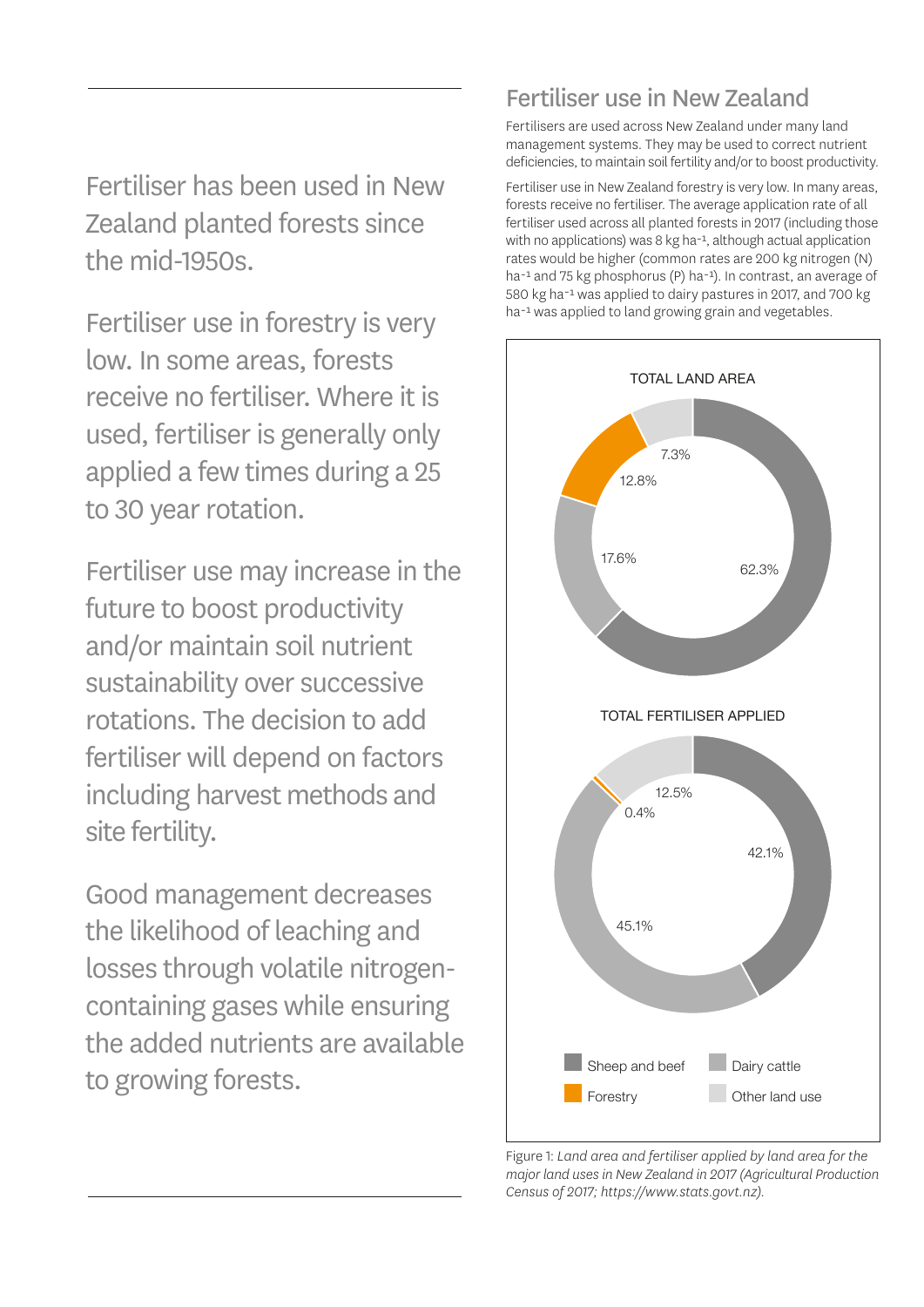Fertiliser has been used in New Zealand planted forests since the mid-1950s.

Fertiliser use in forestry is very low. In some areas, forests receive no fertiliser. Where it is used, fertiliser is generally only applied a few times during a 25 to 30 year rotation.

Fertiliser use may increase in the future to boost productivity and/or maintain soil nutrient sustainability over successive rotations. The decision to add fertiliser will depend on factors including harvest methods and site fertility.

Good management decreases the likelihood of leaching and losses through volatile nitrogen-containing gases while ensuring the added nutrients are available to growing forests.

## Fertiliser use in New Zealand

Fertilisers are used across New Zealand under many land management systems. They may be used to correct nutrient deficiencies, to maintain soil fertility and/or to boost productivity.

Fertiliser use in New Zealand forestry is very low. In many areas, forests receive no fertiliser. The average application rate of all fertiliser used across all planted forests in 2017 (including those with no applications) was 8 kg $ha^{-1}$, although actual application rates would be higher (common rates are 200 kg nitrogen (N) $ha^{-1}$ and 75 kg phosphorus (P) $ha^{-1}$). In contrast, an average of 580 kg $ha^{-1}$ was applied to dairy pastures in 2017, and 700 kg $ha^{-1}$ was applied to land growing grain and vegetables.

TOTAL LAND AREA

| Land use | Share |
|---|---|
| Sheep and beef | 62.3% |
| Dairy cattle | 17.6% |
| Forestry | 12.8% |
| Other land use | 7.3% |

TOTAL FERTILISER APPLIED

| Land use | Share |
|---|---|
| Sheep and beef | 42.1% |
| Dairy cattle | 45.1% |
| Forestry | 0.4% |
| Other land use | 12.5% |

Figure 1: *Land area and fertiliser applied by land area for the major land uses in New Zealand in 2017 (Agricultural Production Census of 2017; https://www.stats.govt.nz).*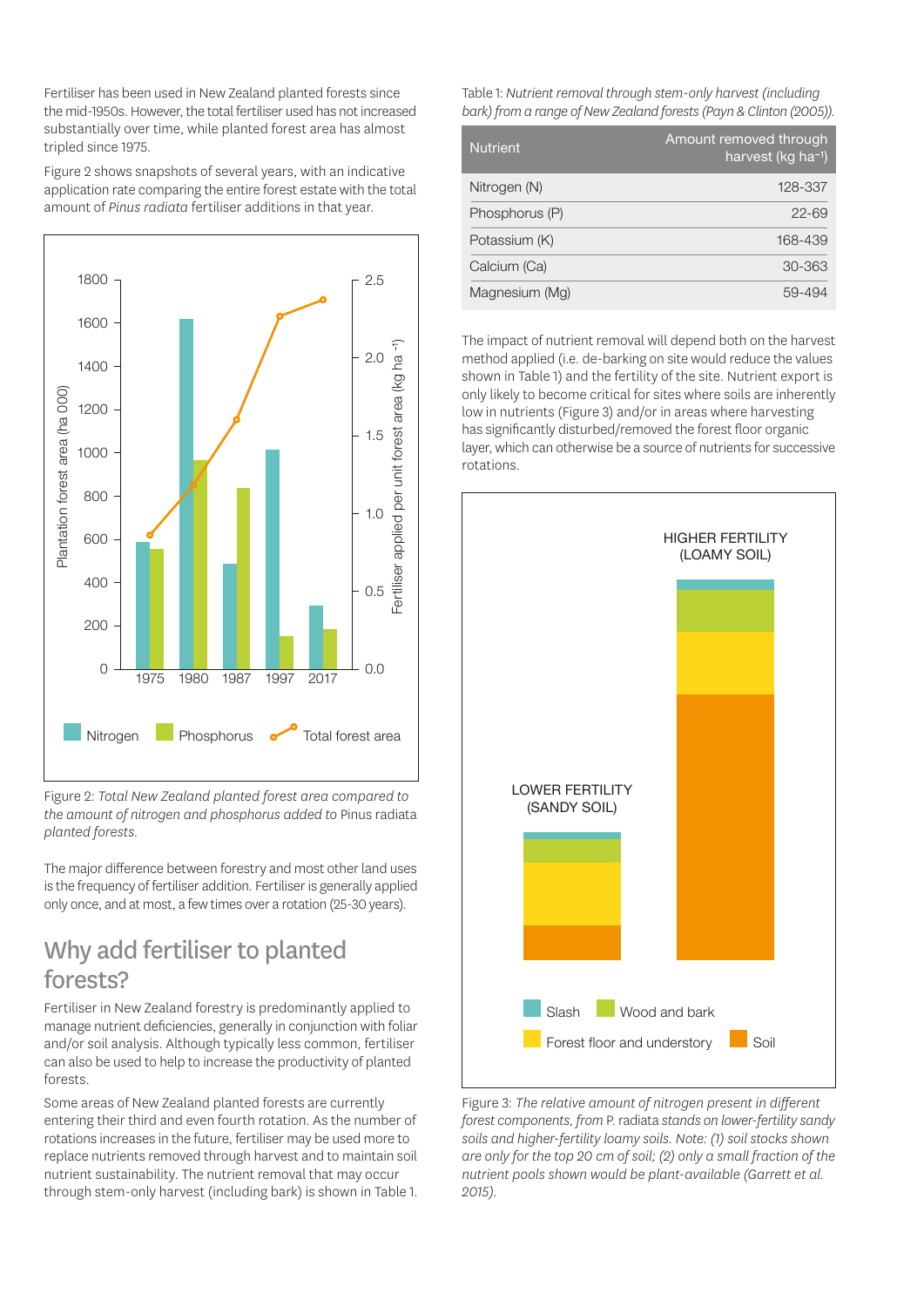Fertiliser has been used in New Zealand planted forests since the mid-1950s. However, the total fertiliser used has not increased substantially over time, while planted forest area has almost tripled since 1975.

Figure 2 shows snapshots of several years, with an indicative application rate comparing the entire forest estate with the total amount of *Pinus radiata* fertiliser additions in that year.

Figure 2: *Total New Zealand planted forest area compared to the amount of nitrogen and phosphorus added to* Pinus radiata *planted forests.*

The major difference between forestry and most other land uses is the frequency of fertiliser addition. Fertiliser is generally applied only once, and at most, a few times over a rotation (25-30 years).

## Why add fertiliser to planted forests?

Fertiliser in New Zealand forestry is predominantly applied to manage nutrient deficiencies, generally in conjunction with foliar and/or soil analysis. Although typically less common, fertiliser can also be used to help to increase the productivity of planted forests.

Some areas of New Zealand planted forests are currently entering their third and even fourth rotation. As the number of rotations increases in the future, fertiliser may be used more to replace nutrients removed through harvest and to maintain soil nutrient sustainability. The nutrient removal that may occur through stem-only harvest (including bark) is shown in Table 1.

Table 1: *Nutrient removal through stem-only harvest (including bark) from a range of New Zealand forests (Payn & Clinton (2005)).*

| Nutrient | Amount removed through harvest (kg ha$^{-1}$) |
|---|---|
| Nitrogen (N) | 128-337 |
| Phosphorus (P) | 22-69 |
| Potassium (K) | 168-439 |
| Calcium (Ca) | 30-363 |
| Magnesium (Mg) | 59-494 |

The impact of nutrient removal will depend both on the harvest method applied (i.e. de-barking on site would reduce the values shown in Table 1) and the fertility of the site. Nutrient export is only likely to become critical for sites where soils are inherently low in nutrients (Figure 3) and/or in areas where harvesting has significantly disturbed/removed the forest floor organic layer, which can otherwise be a source of nutrients for successive rotations.

Figure 3: *The relative amount of nitrogen present in different forest components, from* P. radiata *stands on lower-fertility sandy soils and higher-fertility loamy soils. Note: (1) soil stocks shown are only for the top 20 cm of soil; (2) only a small fraction of the nutrient pools shown would be plant-available (Garrett et al. 2015).*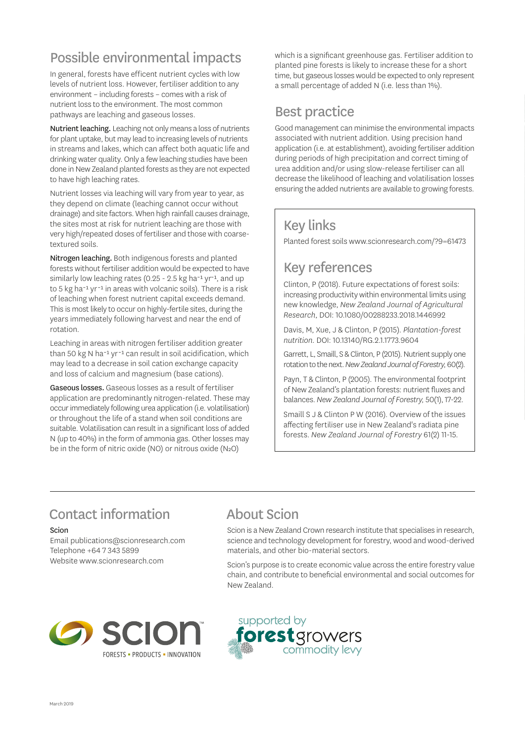## Possible environmental impacts

In general, forests have efficent nutrient cycles with low levels of nutrient loss. However, fertiliser addition to any environment – including forests – comes with a risk of nutrient loss to the environment. The most common pathways are leaching and gaseous losses.

**Nutrient leaching.** Leaching not only means a loss of nutrients for plant uptake, but may lead to increasing levels of nutrients in streams and lakes, which can affect both aquatic life and drinking water quality. Only a few leaching studies have been done in New Zealand planted forests as they are not expected to have high leaching rates.

Nutrient losses via leaching will vary from year to year, as they depend on climate (leaching cannot occur without drainage) and site factors. When high rainfall causes drainage, the sites most at risk for nutrient leaching are those with very high/repeated doses of fertiliser and those with coarse-textured soils.

**Nitrogen leaching.** Both indigenous forests and planted forests without fertiliser addition would be expected to have similarly low leaching rates (0.25 - 2.5 kg $ha^{-1}$ $yr^{-1}$, and up to 5 kg $ha^{-1}$ $yr^{-1}$ in areas with volcanic soils). There is a risk of leaching when forest nutrient capital exceeds demand. This is most likely to occur on highly-fertile sites, during the years immediately following harvest and near the end of rotation.

Leaching in areas with nitrogen fertiliser addition greater than 50 kg N $ha^{-1}$ $yr^{-1}$ can result in soil acidification, which may lead to a decrease in soil cation exchange capacity and loss of calcium and magnesium (base cations).

**Gaseous losses.** Gaseous losses as a result of fertiliser application are predominantly nitrogen-related. These may occur immediately following urea application (i.e. volatilisation) or throughout the life of a stand when soil conditions are suitable. Volatilisation can result in a significant loss of added N (up to 40%) in the form of ammonia gas. Other losses may be in the form of nitric oxide (NO) or nitrous oxide ($N_2O$) which is a significant greenhouse gas. Fertiliser addition to planted pine forests is likely to increase these for a short time, but gaseous losses would be expected to only represent a small percentage of added N (i.e. less than 1%).

## Best practice

Good management can minimise the environmental impacts associated with nutrient addition. Using precision hand application (i.e. at establishment), avoiding fertiliser addition during periods of high precipitation and correct timing of urea addition and/or using slow-release fertiliser can all decrease the likelihood of leaching and volatilisation losses ensuring the added nutrients are available to growing forests.

## Key links

Planted forest soils www.scionresearch.com/?9=61473

## Key references

Clinton, P (2018). Future expectations of forest soils: increasing productivity within environmental limits using new knowledge, *New Zealand Journal of Agricultural Research*, DOI: 10.1080/00288233.2018.1446992

Davis, M, Xue, J & Clinton, P (2015). *Plantation-forest nutrition*. DOI: 10.13140/RG.2.1.1773.9604

Garrett, L, Smaill, S & Clinton, P (2015). Nutrient supply one rotation to the next. *New Zealand Journal of Forestry*, 60(2).

Payn, T & Clinton, P (2005). The environmental footprint of New Zealand's plantation forests: nutrient fluxes and balances. *New Zealand Journal of Forestry*, 50(1), 17-22.

Smaill S J & Clinton P W (2016). Overview of the issues affecting fertiliser use in New Zealand's radiata pine forests. *New Zealand Journal of Forestry* 61(2) 11-15.

## Contact information

Scion
Email publications@scionresearch.com
Telephone +64 7 343 5899
Website www.scionresearch.com

## About Scion

Scion is a New Zealand Crown research institute that specialises in research, science and technology development for forestry, wood and wood-derived materials, and other bio-material sectors.

Scion's purpose is to create economic value across the entire forestry value chain, and contribute to beneficial environmental and social outcomes for New Zealand.

scion™ FORESTS ▪ PRODUCTS ▪ INNOVATION

supported by forestgrowers commodity levy

March 2019